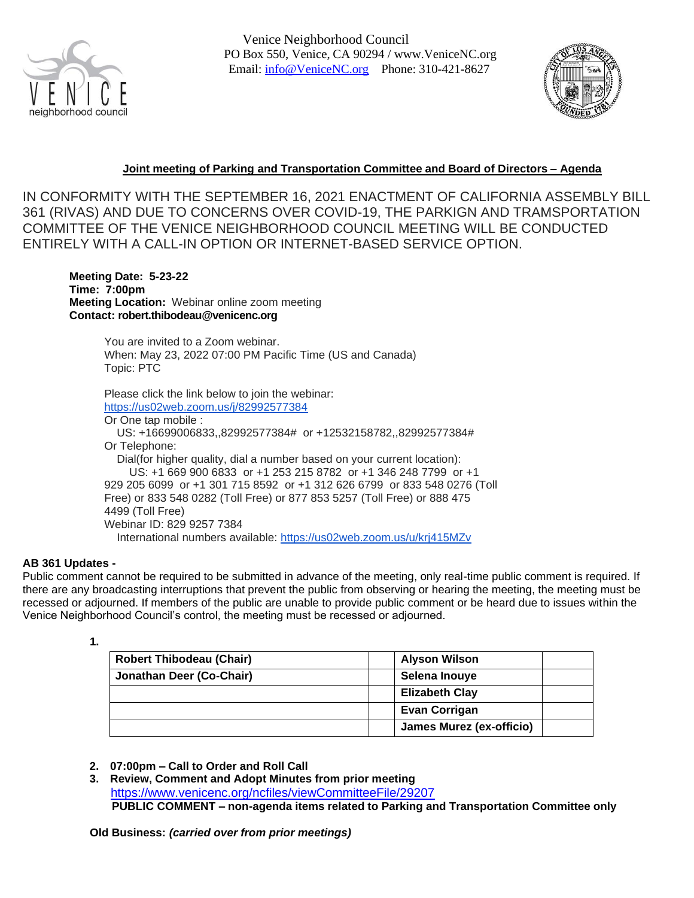Venice Neighborhood Council
PO Box 550, Venice, CA 90294 / www.VeniceNC.org
Email: info@VeniceNC.org Phone: 310-421-8627

## Joint meeting of Parking and Transportation Committee and Board of Directors – Agenda

IN CONFORMITY WITH THE SEPTEMBER 16, 2021 ENACTMENT OF CALIFORNIA ASSEMBLY BILL 361 (RIVAS) AND DUE TO CONCERNS OVER COVID-19, THE PARKIGN AND TRAMSPORTATION COMMITTEE OF THE VENICE NEIGHBORHOOD COUNCIL MEETING WILL BE CONDUCTED ENTIRELY WITH A CALL-IN OPTION OR INTERNET-BASED SERVICE OPTION.

**Meeting Date: 5-23-22**
**Time: 7:00pm**
**Meeting Location:** Webinar online zoom meeting
**Contact: robert.thibodeau@venicenc.org**

You are invited to a Zoom webinar.
When: May 23, 2022 07:00 PM Pacific Time (US and Canada)
Topic: PTC

Please click the link below to join the webinar:
https://us02web.zoom.us/j/82992577384
Or One tap mobile :
US: +16699006833,,82992577384# or +12532158782,,82992577384#
Or Telephone:
Dial(for higher quality, dial a number based on your current location):
US: +1 669 900 6833 or +1 253 215 8782 or +1 346 248 7799 or +1 929 205 6099 or +1 301 715 8592 or +1 312 626 6799 or 833 548 0276 (Toll Free) or 833 548 0282 (Toll Free) or 877 853 5257 (Toll Free) or 888 475 4499 (Toll Free)
Webinar ID: 829 9257 7384
International numbers available: https://us02web.zoom.us/u/krj415MZv

**AB 361 Updates -**
Public comment cannot be required to be submitted in advance of the meeting, only real-time public comment is required. If there are any broadcasting interruptions that prevent the public from observing or hearing the meeting, the meeting must be recessed or adjourned. If members of the public are unable to provide public comment or be heard due to issues within the Venice Neighborhood Council's control, the meeting must be recessed or adjourned.

**1.**

| **Robert Thibodeau (Chair)** | | **Alyson Wilson** | |
|---|---|---|---|
| **Jonathan Deer (Co-Chair)** | | **Selena Inouye** | |
| | | **Elizabeth Clay** | |
| | | **Evan Corrigan** | |
| | | **James Murez (ex-officio)** | |

2. **07:00pm – Call to Order and Roll Call**
3. **Review, Comment and Adopt Minutes from prior meeting**
   https://www.venicenc.org/ncfiles/viewCommitteeFile/29207
   **PUBLIC COMMENT – non-agenda items related to Parking and Transportation Committee only**

**Old Business:** ***(carried over from prior meetings)***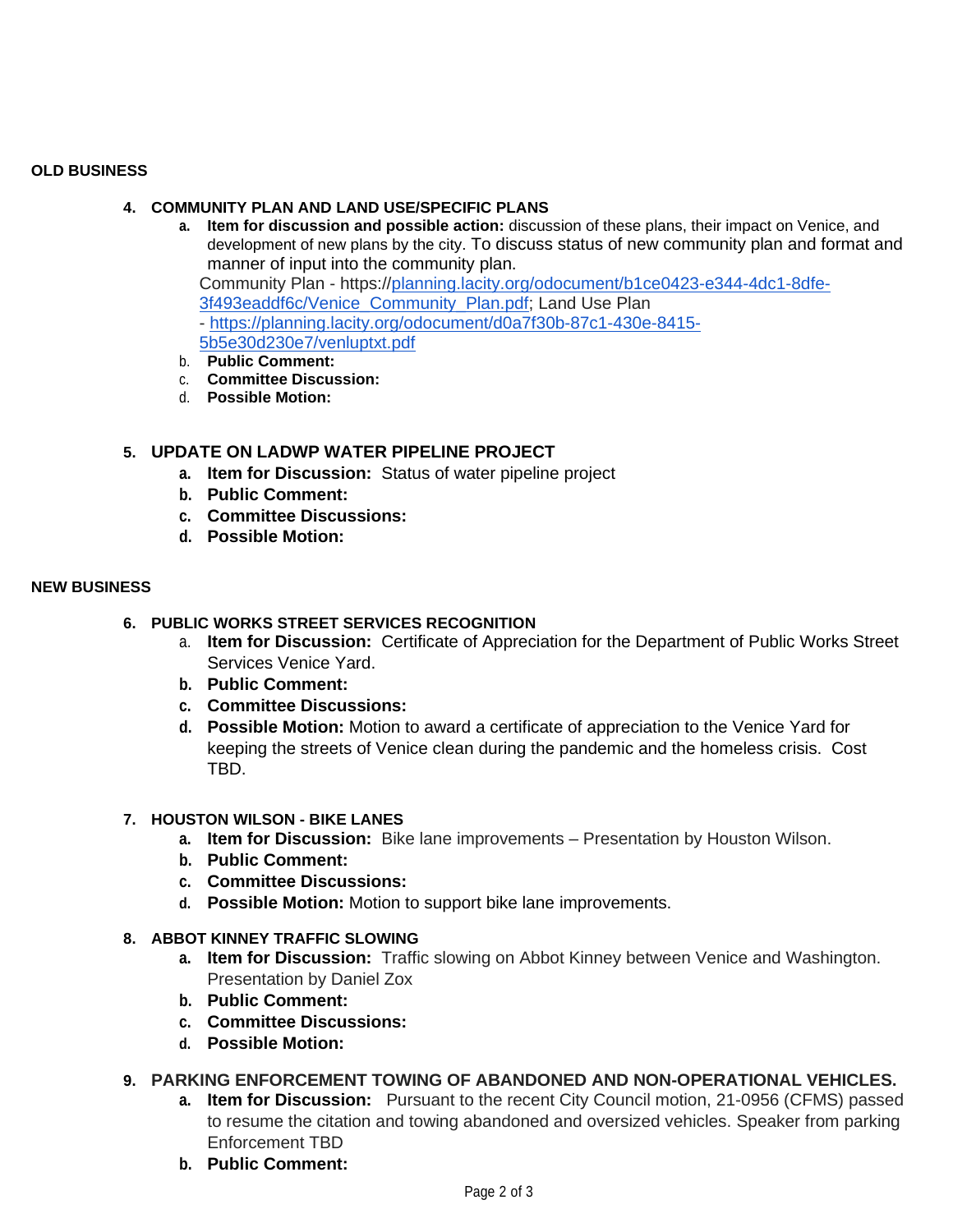**OLD BUSINESS**

4. **COMMUNITY PLAN AND LAND USE/SPECIFIC PLANS**
   a. **Item for discussion and possible action:** discussion of these plans, their impact on Venice, and development of new plans by the city. To discuss status of new community plan and format and manner of input into the community plan.
   Community Plan - https://planning.lacity.org/odocument/b1ce0423-e344-4dc1-8dfe-3f493eaddf6c/Venice_Community_Plan.pdf; Land Use Plan - https://planning.lacity.org/odocument/d0a7f30b-87c1-430e-8415-5b5e30d230e7/venluptxt.pdf
   b. **Public Comment:**
   c. **Committee Discussion:**
   d. **Possible Motion:**

5. **UPDATE ON LADWP WATER PIPELINE PROJECT**
   a. **Item for Discussion:** Status of water pipeline project
   b. **Public Comment:**
   c. **Committee Discussions:**
   d. **Possible Motion:**

**NEW BUSINESS**

6. **PUBLIC WORKS STREET SERVICES RECOGNITION**
   a. **Item for Discussion:** Certificate of Appreciation for the Department of Public Works Street Services Venice Yard.
   b. **Public Comment:**
   c. **Committee Discussions:**
   d. **Possible Motion:** Motion to award a certificate of appreciation to the Venice Yard for keeping the streets of Venice clean during the pandemic and the homeless crisis. Cost TBD.

7. **HOUSTON WILSON - BIKE LANES**
   a. **Item for Discussion:** Bike lane improvements – Presentation by Houston Wilson.
   b. **Public Comment:**
   c. **Committee Discussions:**
   d. **Possible Motion:** Motion to support bike lane improvements.

8. **ABBOT KINNEY TRAFFIC SLOWING**
   a. **Item for Discussion:** Traffic slowing on Abbot Kinney between Venice and Washington. Presentation by Daniel Zox
   b. **Public Comment:**
   c. **Committee Discussions:**
   d. **Possible Motion:**

9. **PARKING ENFORCEMENT TOWING OF ABANDONED AND NON-OPERATIONAL VEHICLES.**
   a. **Item for Discussion:** Pursuant to the recent City Council motion, 21-0956 (CFMS) passed to resume the citation and towing abandoned and oversized vehicles. Speaker from parking Enforcement TBD
   b. **Public Comment:**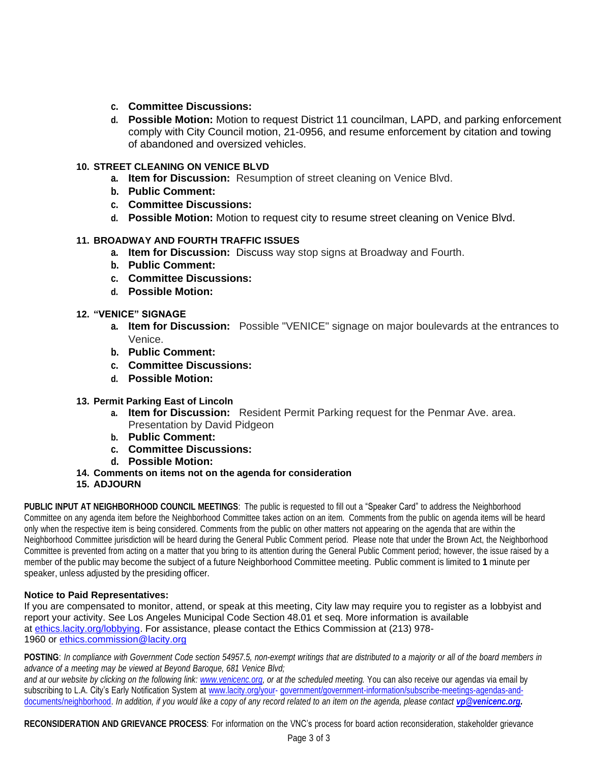c. **Committee Discussions:**
d. **Possible Motion:** Motion to request District 11 councilman, LAPD, and parking enforcement comply with City Council motion, 21-0956, and resume enforcement by citation and towing of abandoned and oversized vehicles.

**10. STREET CLEANING ON VENICE BLVD**

a. **Item for Discussion:** Resumption of street cleaning on Venice Blvd.
b. **Public Comment:**
c. **Committee Discussions:**
d. **Possible Motion:** Motion to request city to resume street cleaning on Venice Blvd.

**11. BROADWAY AND FOURTH TRAFFIC ISSUES**

a. **Item for Discussion:** Discuss way stop signs at Broadway and Fourth.
b. **Public Comment:**
c. **Committee Discussions:**
d. **Possible Motion:**

**12. "VENICE" SIGNAGE**

a. **Item for Discussion:** Possible "VENICE" signage on major boulevards at the entrances to Venice.
b. **Public Comment:**
c. **Committee Discussions:**
d. **Possible Motion:**

**13. Permit Parking East of Lincoln**

a. **Item for Discussion:** Resident Permit Parking request for the Penmar Ave. area. Presentation by David Pidgeon
b. **Public Comment:**
c. **Committee Discussions:**
d. **Possible Motion:**

**14. Comments on items not on the agenda for consideration**

**15. ADJOURN**

**PUBLIC INPUT AT NEIGHBORHOOD COUNCIL MEETINGS**: The public is requested to fill out a "Speaker Card" to address the Neighborhood Committee on any agenda item before the Neighborhood Committee takes action on an item. Comments from the public on agenda items will be heard only when the respective item is being considered. Comments from the public on other matters not appearing on the agenda that are within the Neighborhood Committee jurisdiction will be heard during the General Public Comment period. Please note that under the Brown Act, the Neighborhood Committee is prevented from acting on a matter that you bring to its attention during the General Public Comment period; however, the issue raised by a member of the public may become the subject of a future Neighborhood Committee meeting. Public comment is limited to **1** minute per speaker, unless adjusted by the presiding officer.

**Notice to Paid Representatives:**
If you are compensated to monitor, attend, or speak at this meeting, City law may require you to register as a lobbyist and report your activity. See Los Angeles Municipal Code Section 48.01 et seq. More information is available at ethics.lacity.org/lobbying. For assistance, please contact the Ethics Commission at (213) 978-1960 or ethics.commission@lacity.org

**POSTING**: *In compliance with Government Code section 54957.5, non-exempt writings that are distributed to a majority or all of the board members in advance of a meeting may be viewed at Beyond Baroque, 681 Venice Blvd; and at our website by clicking on the following link: www.venicenc.org, or at the scheduled meeting.* You can also receive our agendas via email by subscribing to L.A. City's Early Notification System at www.lacity.org/your- government/government-information/subscribe-meetings-agendas-and-documents/neighborhood. *In addition, if you would like a copy of any record related to an item on the agenda, please contact **vp@venicenc.org.***

**RECONSIDERATION AND GRIEVANCE PROCESS**: For information on the VNC's process for board action reconsideration, stakeholder grievance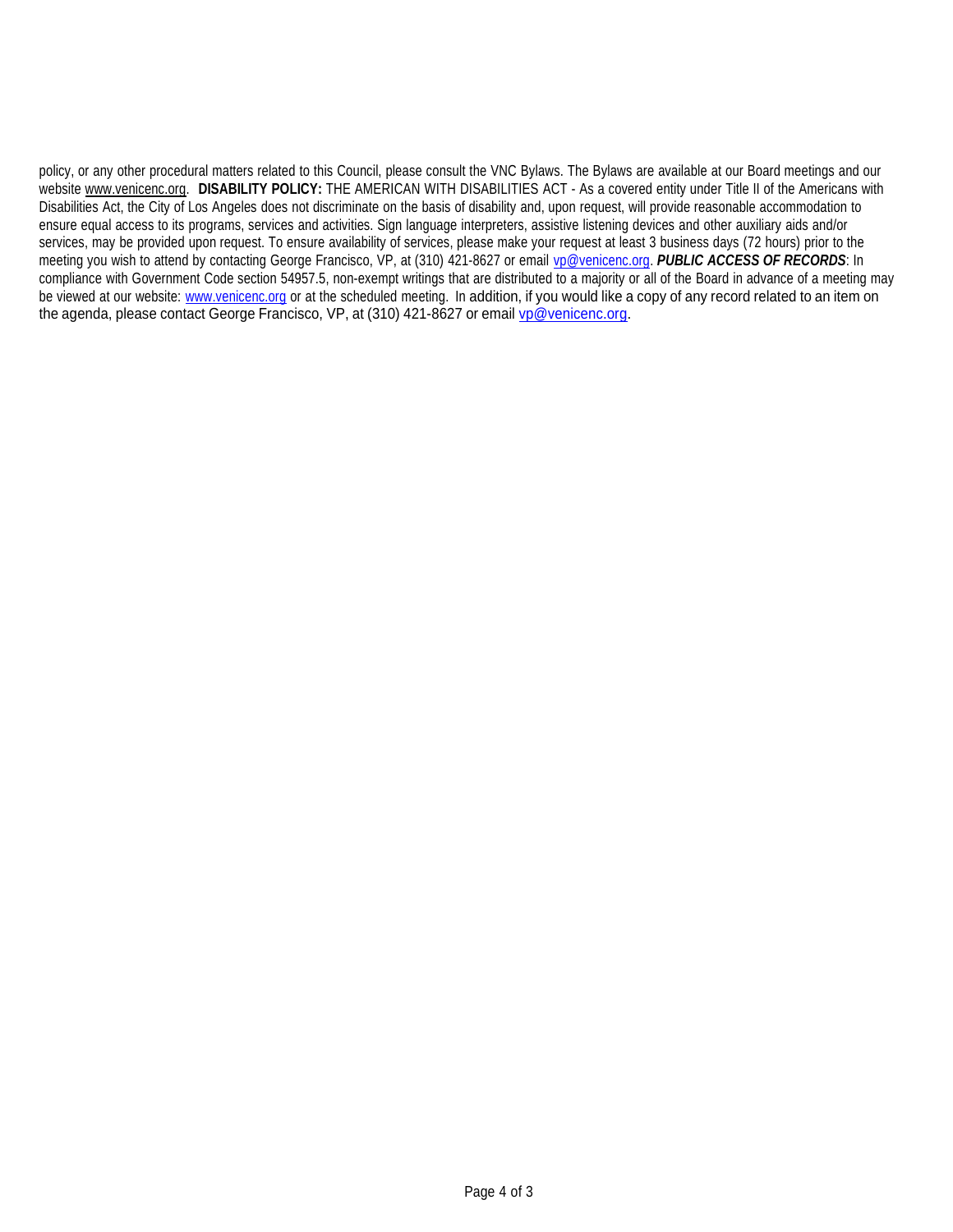policy, or any other procedural matters related to this Council, please consult the VNC Bylaws. The Bylaws are available at our Board meetings and our website www.venicenc.org. **DISABILITY POLICY:** THE AMERICAN WITH DISABILITIES ACT - As a covered entity under Title II of the Americans with Disabilities Act, the City of Los Angeles does not discriminate on the basis of disability and, upon request, will provide reasonable accommodation to ensure equal access to its programs, services and activities. Sign language interpreters, assistive listening devices and other auxiliary aids and/or services, may be provided upon request. To ensure availability of services, please make your request at least 3 business days (72 hours) prior to the meeting you wish to attend by contacting George Francisco, VP, at (310) 421-8627 or email vp@venicenc.org. ***PUBLIC ACCESS OF RECORDS***: In compliance with Government Code section 54957.5, non-exempt writings that are distributed to a majority or all of the Board in advance of a meeting may be viewed at our website: www.venicenc.org or at the scheduled meeting. In addition, if you would like a copy of any record related to an item on the agenda, please contact George Francisco, VP, at (310) 421-8627 or email vp@venicenc.org.